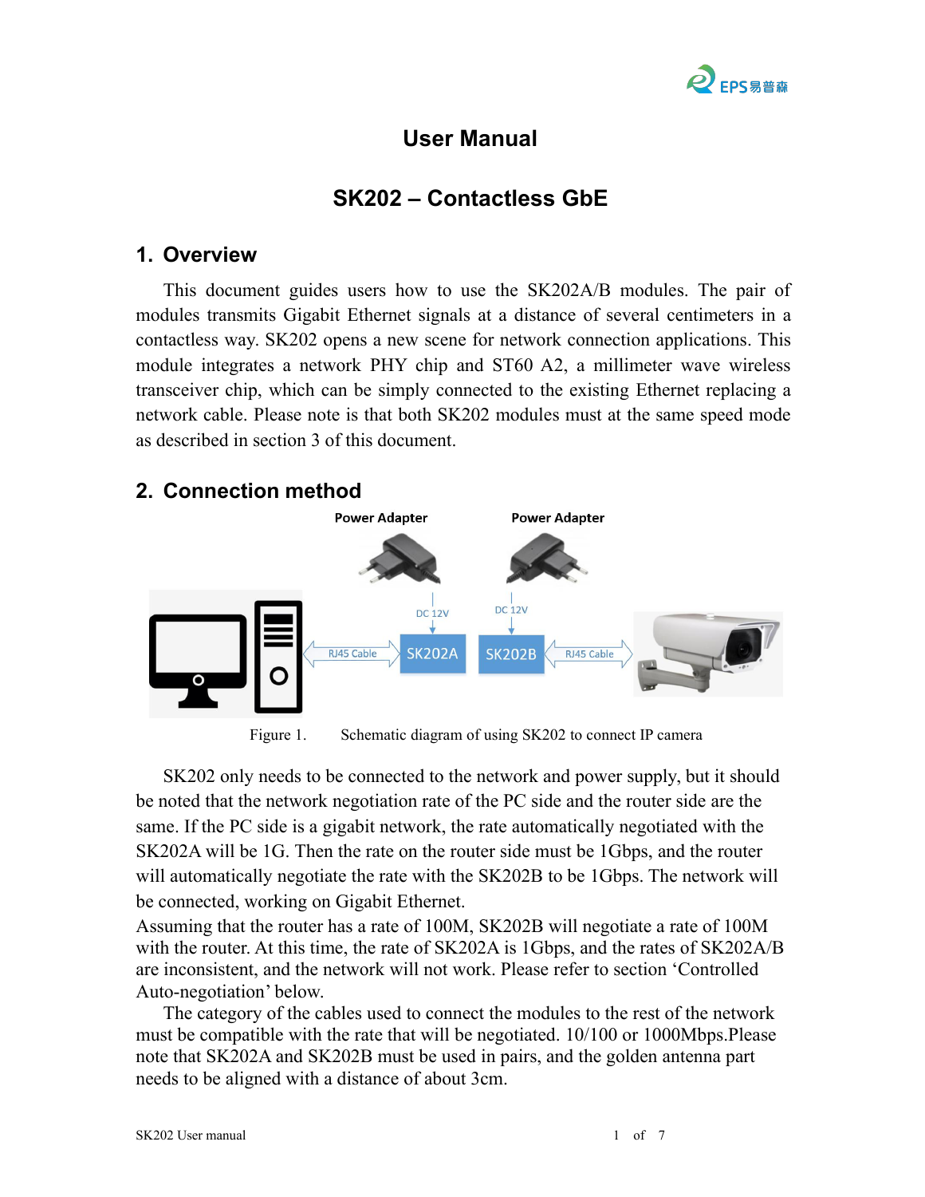# User Manual

# SK202 – Contactless GbE

## 1. Overview

This document guides users how to use the SK202A/B modules. The pair of modules transmits Gigabit Ethernet signals at a distance of several centimeters in a contactless way. SK202 opens a new scene for network connection applications. This module integrates a network PHY chip and ST60 A2, a millimeter wave wireless transceiver chip, which can be simply connected to the existing Ethernet replacing a network cable. Please note is that both SK202 modules must at the same speed mode as described in section 3 of this document.

## 2. Connection method

Figure 1. Schematic diagram of using SK202 to connect IP camera

SK202 only needs to be connected to the network and power supply, but it should be noted that the network negotiation rate of the PC side and the router side are the same. If the PC side is a gigabit network, the rate automatically negotiated with the SK202A will be 1G. Then the rate on the router side must be 1Gbps, and the router will automatically negotiate the rate with the SK202B to be 1Gbps. The network will be connected, working on Gigabit Ethernet.

Assuming that the router has a rate of 100M, SK202B will negotiate a rate of 100M with the router. At this time, the rate of SK202A is 1Gbps, and the rates of SK202A/B are inconsistent, and the network will not work. Please refer to section 'Controlled Auto-negotiation' below.

The category of the cables used to connect the modules to the rest of the network must be compatible with the rate that will be negotiated. 10/100 or 1000Mbps.Please note that SK202A and SK202B must be used in pairs, and the golden antenna part needs to be aligned with a distance of about 3cm.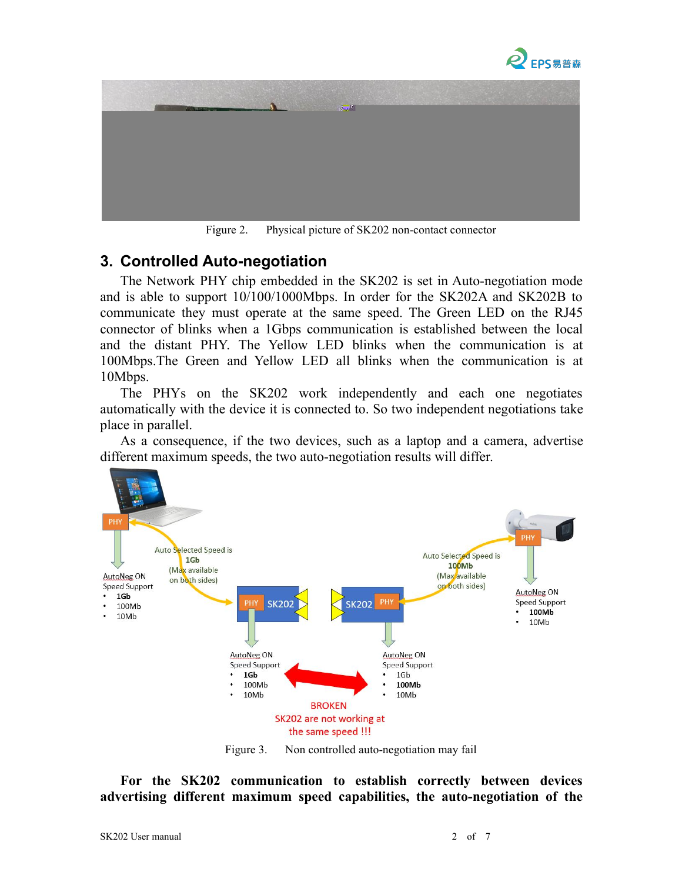Figure 2.    Physical picture of SK202 non-contact connector

## 3. Controlled Auto-negotiation

The Network PHY chip embedded in the SK202 is set in Auto-negotiation mode and is able to support 10/100/1000Mbps. In order for the SK202A and SK202B to communicate they must operate at the same speed. The Green LED on the RJ45 connector of blinks when a 1Gbps communication is established between the local and the distant PHY. The Yellow LED blinks when the communication is at 100Mbps.The Green and Yellow LED all blinks when the communication is at 10Mbps.

The PHYs on the SK202 work independently and each one negotiates automatically with the device it is connected to. So two independent negotiations take place in parallel.

As a consequence, if the two devices, such as a laptop and a camera, advertise different maximum speeds, the two auto-negotiation results will differ.

Figure 3.    Non controlled auto-negotiation may fail

**For the SK202 communication to establish correctly between devices advertising different maximum speed capabilities, the auto-negotiation of the**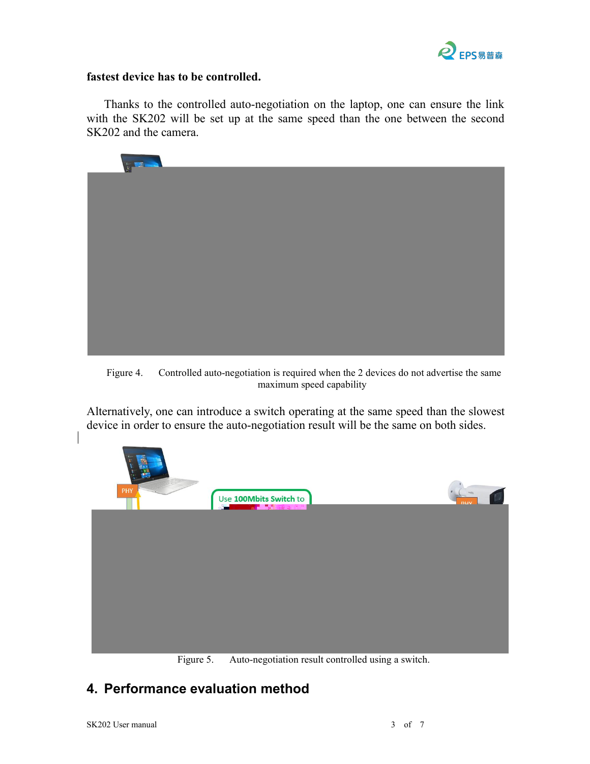**fastest device has to be controlled.**

Thanks to the controlled auto-negotiation on the laptop, one can ensure the link with the SK202 will be set up at the same speed than the one between the second SK202 and the camera.

Figure 4. Controlled auto-negotiation is required when the 2 devices do not advertise the same maximum speed capability

Alternatively, one can introduce a switch operating at the same speed than the slowest device in order to ensure the auto-negotiation result will be the same on both sides.

Figure 5. Auto-negotiation result controlled using a switch.

## 4. Performance evaluation method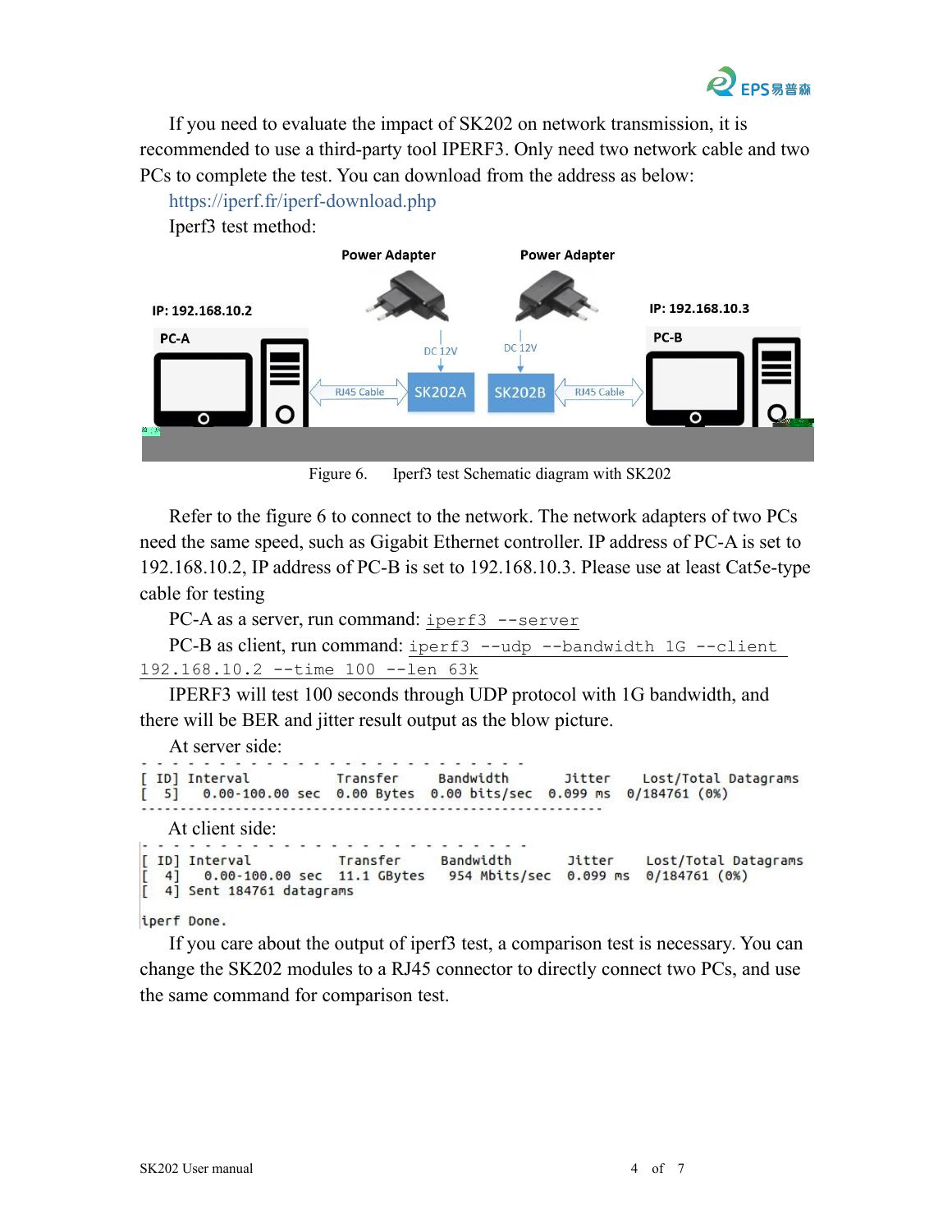If you need to evaluate the impact of SK202 on network transmission, it is recommended to use a third-party tool IPERF3. Only need two network cable and two PCs to complete the test. You can download from the address as below:

https://iperf.fr/iperf-download.php

Iperf3 test method:

Figure 6.    Iperf3 test Schematic diagram with SK202

Refer to the figure 6 to connect to the network. The network adapters of two PCs need the same speed, such as Gigabit Ethernet controller. IP address of PC-A is set to 192.168.10.2, IP address of PC-B is set to 192.168.10.3. Please use at least Cat5e-type cable for testing

PC-A as a server, run command: `iperf3 --server`

PC-B as client, run command: `iperf3 --udp --bandwidth 1G --client 192.168.10.2 --time 100 --len 63k`

IPERF3 will test 100 seconds through UDP protocol with 1G bandwidth, and there will be BER and jitter result output as the blow picture.

At server side:

```
- - - - - - - - - - - - - - - - - - - - - - - - -
[ ID] Interval           Transfer     Bandwidth       Jitter    Lost/Total Datagrams
[  5]   0.00-100.00 sec  0.00 Bytes  0.00 bits/sec  0.099 ms  0/184761 (0%)
-----------------------------------------------------------
```

At client side:

```
- - - - - - - - - - - - - - - - - - - - - - - - -
[ ID] Interval           Transfer     Bandwidth       Jitter    Lost/Total Datagrams
[  4]   0.00-100.00 sec  11.1 GBytes   954 Mbits/sec  0.099 ms  0/184761 (0%)
[  4] Sent 184761 datagrams

iperf Done.
```

If you care about the output of iperf3 test, a comparison test is necessary. You can change the SK202 modules to a RJ45 connector to directly connect two PCs, and use the same command for comparison test.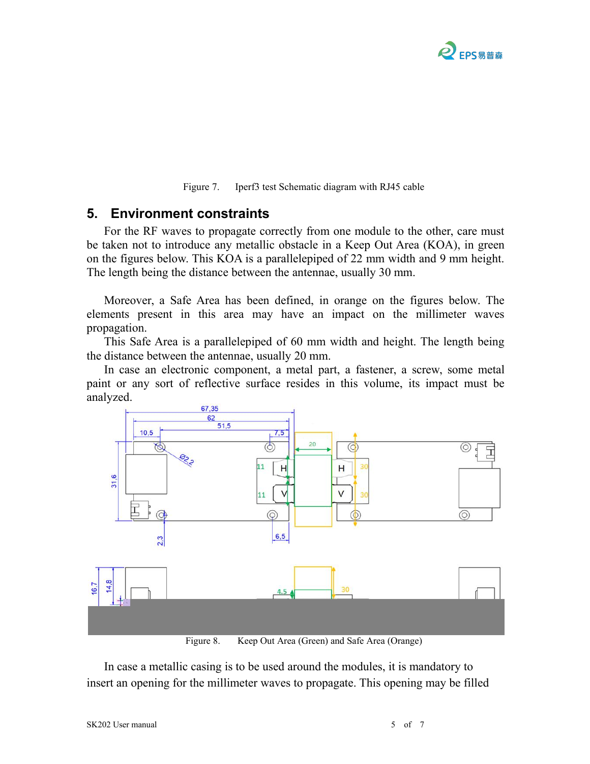Figure 7. Iperf3 test Schematic diagram with RJ45 cable

## 5. Environment constraints

For the RF waves to propagate correctly from one module to the other, care must be taken not to introduce any metallic obstacle in a Keep Out Area (KOA), in green on the figures below. This KOA is a parallelepiped of 22 mm width and 9 mm height. The length being the distance between the antennae, usually 30 mm.

Moreover, a Safe Area has been defined, in orange on the figures below. The elements present in this area may have an impact on the millimeter waves propagation.

This Safe Area is a parallelepiped of 60 mm width and height. The length being the distance between the antennae, usually 20 mm.

In case an electronic component, a metal part, a fastener, a screw, some metal paint or any sort of reflective surface resides in this volume, its impact must be analyzed.

Figure 8. Keep Out Area (Green) and Safe Area (Orange)

In case a metallic casing is to be used around the modules, it is mandatory to insert an opening for the millimeter waves to propagate. This opening may be filled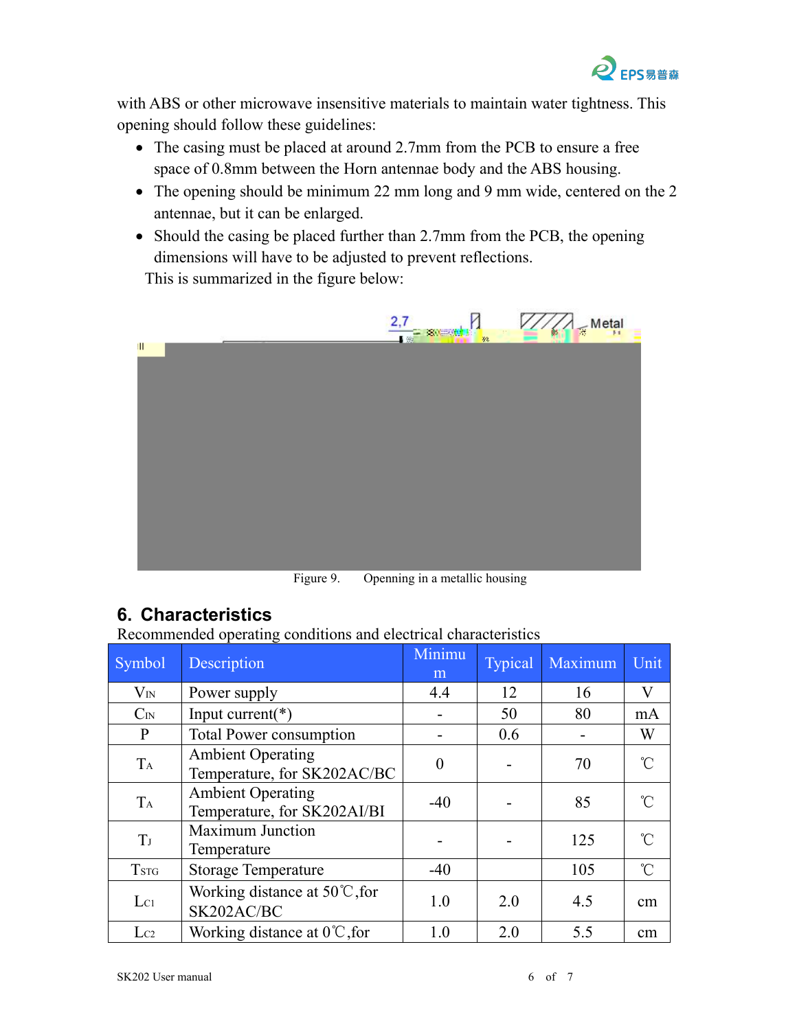with ABS or other microwave insensitive materials to maintain water tightness. This opening should follow these guidelines:

- The casing must be placed at around 2.7mm from the PCB to ensure a free space of 0.8mm between the Horn antennae body and the ABS housing.
- The opening should be minimum 22 mm long and 9 mm wide, centered on the 2 antennae, but it can be enlarged.
- Should the casing be placed further than 2.7mm from the PCB, the opening dimensions will have to be adjusted to prevent reflections.

This is summarized in the figure below:

Figure 9. Openning in a metallic housing

## 6. Characteristics

Recommended operating conditions and electrical characteristics

| Symbol | Description | Minimum | Typical | Maximum | Unit |
|---|---|---|---|---|---|
| $V_{IN}$ | Power supply | 4.4 | 12 | 16 | V |
| $C_{IN}$ | Input current(*) | - | 50 | 80 | mA |
| P | Total Power consumption | - | 0.6 | - | W |
| $T_A$ | Ambient Operating Temperature, for SK202AC/BC | 0 | - | 70 | ℃ |
| $T_A$ | Ambient Operating Temperature, for SK202AI/BI | -40 | - | 85 | ℃ |
| $T_J$ | Maximum Junction Temperature | - | - | 125 | ℃ |
| $T_{STG}$ | Storage Temperature | -40 | | 105 | ℃ |
| $L_{C1}$ | Working distance at 50℃,for SK202AC/BC | 1.0 | 2.0 | 4.5 | cm |
| $L_{C2}$ | Working distance at 0℃,for | 1.0 | 2.0 | 5.5 | cm |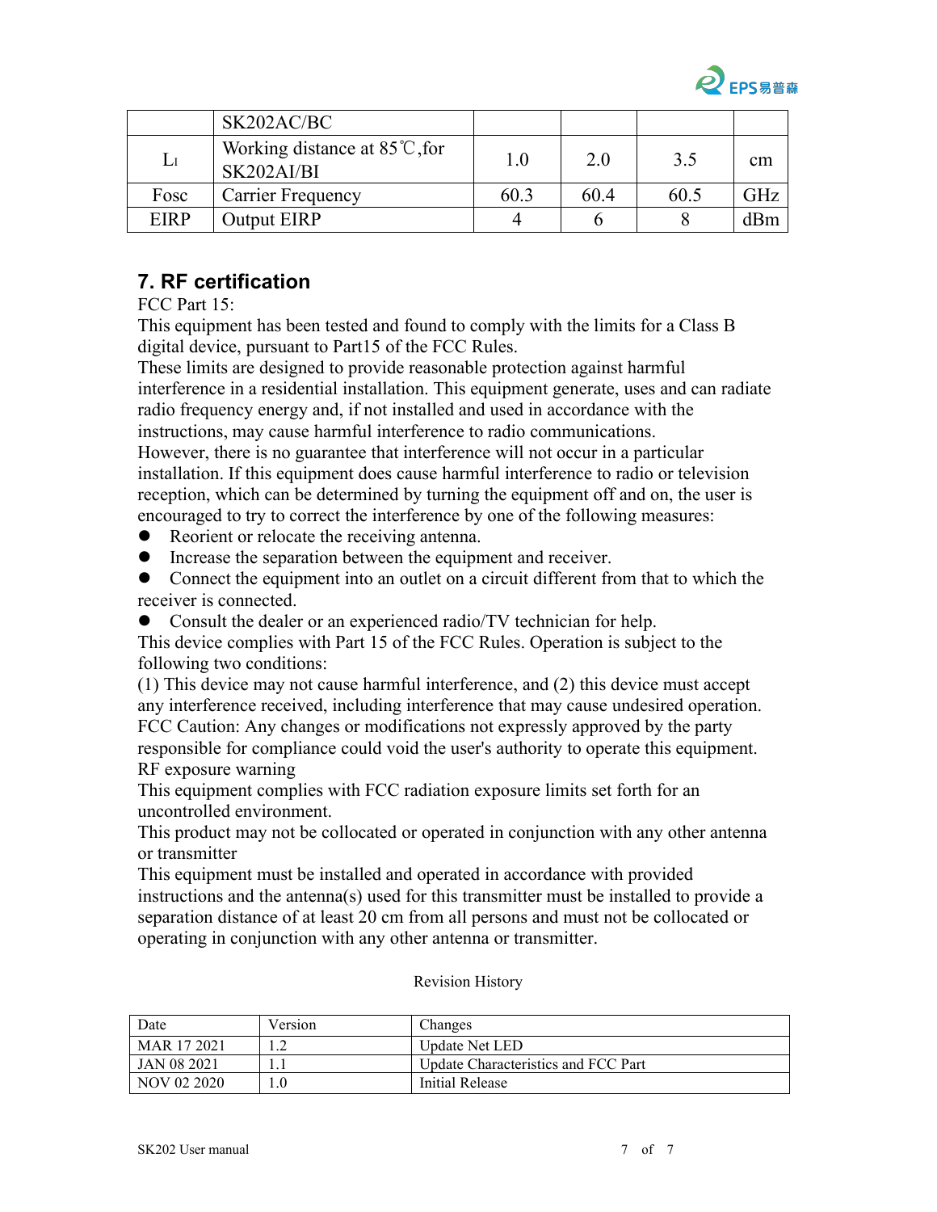| | | | | | |
|---|---|---|---|---|---|
| | SK202AC/BC | | | | |
| $L_I$ | Working distance at 85℃,for SK202AI/BI | 1.0 | 2.0 | 3.5 | cm |
| Fosc | Carrier Frequency | 60.3 | 60.4 | 60.5 | GHz |
| EIRP | Output EIRP | 4 | 6 | 8 | dBm |

## 7. RF certification

FCC Part 15:

This equipment has been tested and found to comply with the limits for a Class B digital device, pursuant to Part15 of the FCC Rules.

These limits are designed to provide reasonable protection against harmful interference in a residential installation. This equipment generate, uses and can radiate radio frequency energy and, if not installed and used in accordance with the instructions, may cause harmful interference to radio communications.

However, there is no guarantee that interference will not occur in a particular installation. If this equipment does cause harmful interference to radio or television reception, which can be determined by turning the equipment off and on, the user is encouraged to try to correct the interference by one of the following measures:

- Reorient or relocate the receiving antenna.
- Increase the separation between the equipment and receiver.
- Connect the equipment into an outlet on a circuit different from that to which the receiver is connected.
- Consult the dealer or an experienced radio/TV technician for help.

This device complies with Part 15 of the FCC Rules. Operation is subject to the following two conditions:

(1) This device may not cause harmful interference, and (2) this device must accept any interference received, including interference that may cause undesired operation.

FCC Caution: Any changes or modifications not expressly approved by the party responsible for compliance could void the user's authority to operate this equipment.

RF exposure warning

This equipment complies with FCC radiation exposure limits set forth for an uncontrolled environment.

This product may not be collocated or operated in conjunction with any other antenna or transmitter

This equipment must be installed and operated in accordance with provided instructions and the antenna(s) used for this transmitter must be installed to provide a separation distance of at least 20 cm from all persons and must not be collocated or operating in conjunction with any other antenna or transmitter.

Revision History

| Date | Version | Changes |
|---|---|---|
| MAR 17 2021 | 1.2 | Update Net LED |
| JAN 08 2021 | 1.1 | Update Characteristics and FCC Part |
| NOV 02 2020 | 1.0 | Initial Release |